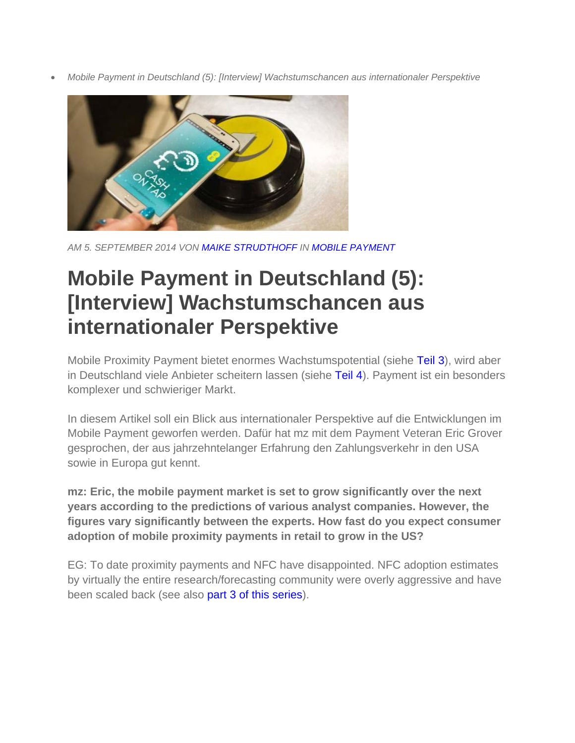- *Mobile Payment in Deutschland (5): [Interview] Wachstumschancen aus internationaler Perspektive*

*AM 5. SEPTEMBER 2014 VON MAIKE STRUDTHOFF IN MOBILE PAYMENT*

# Mobile Payment in Deutschland (5): [Interview] Wachstumschancen aus internationaler Perspektive

Mobile Proximity Payment bietet enormes Wachstumspotential (siehe Teil 3), wird aber in Deutschland viele Anbieter scheitern lassen (siehe Teil 4). Payment ist ein besonders komplexer und schwieriger Markt.

In diesem Artikel soll ein Blick aus internationaler Perspektive auf die Entwicklungen im Mobile Payment geworfen werden. Dafür hat mz mit dem Payment Veteran Eric Grover gesprochen, der aus jahrzehntelanger Erfahrung den Zahlungsverkehr in den USA sowie in Europa gut kennt.

**mz: Eric, the mobile payment market is set to grow significantly over the next years according to the predictions of various analyst companies. However, the figures vary significantly between the experts. How fast do you expect consumer adoption of mobile proximity payments in retail to grow in the US?**

EG: To date proximity payments and NFC have disappointed. NFC adoption estimates by virtually the entire research/forecasting community were overly aggressive and have been scaled back (see also part 3 of this series).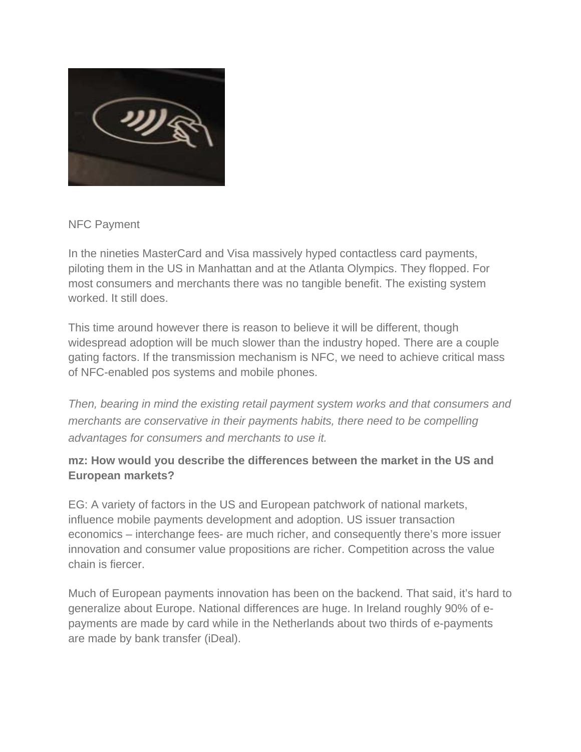NFC Payment

In the nineties MasterCard and Visa massively hyped contactless card payments, piloting them in the US in Manhattan and at the Atlanta Olympics. They flopped. For most consumers and merchants there was no tangible benefit. The existing system worked. It still does.

This time around however there is reason to believe it will be different, though widespread adoption will be much slower than the industry hoped. There are a couple gating factors. If the transmission mechanism is NFC, we need to achieve critical mass of NFC-enabled pos systems and mobile phones.

*Then, bearing in mind the existing retail payment system works and that consumers and merchants are conservative in their payments habits, there need to be compelling advantages for consumers and merchants to use it.*

**mz: How would you describe the differences between the market in the US and European markets?**

EG: A variety of factors in the US and European patchwork of national markets, influence mobile payments development and adoption. US issuer transaction economics – interchange fees- are much richer, and consequently there's more issuer innovation and consumer value propositions are richer. Competition across the value chain is fiercer.

Much of European payments innovation has been on the backend. That said, it's hard to generalize about Europe. National differences are huge. In Ireland roughly 90% of e-payments are made by card while in the Netherlands about two thirds of e-payments are made by bank transfer (iDeal).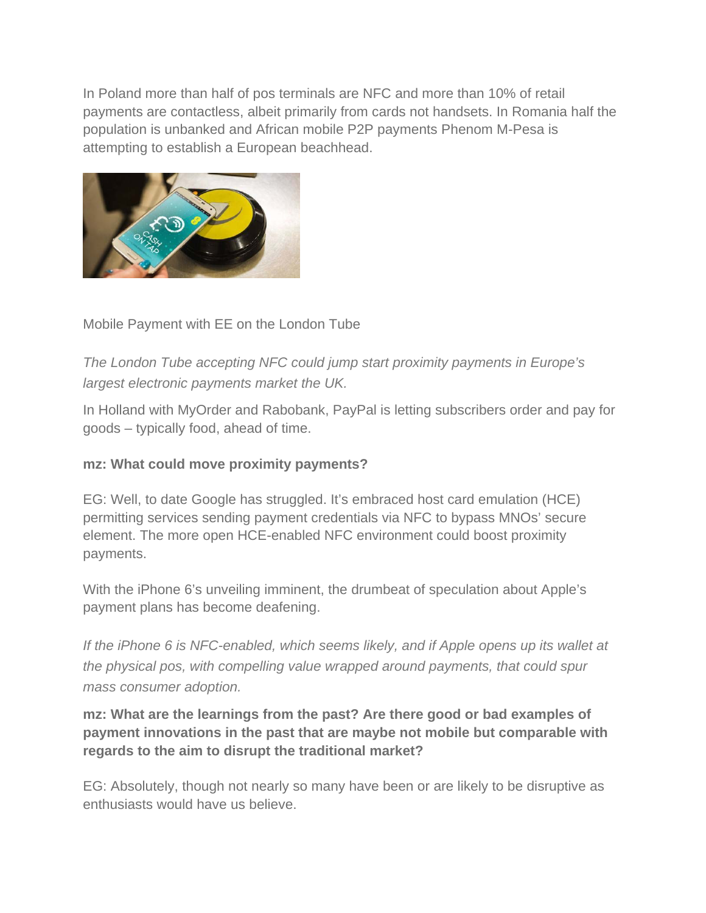In Poland more than half of pos terminals are NFC and more than 10% of retail payments are contactless, albeit primarily from cards not handsets. In Romania half the population is unbanked and African mobile P2P payments Phenom M-Pesa is attempting to establish a European beachhead.

Mobile Payment with EE on the London Tube

*The London Tube accepting NFC could jump start proximity payments in Europe's largest electronic payments market the UK.*

In Holland with MyOrder and Rabobank, PayPal is letting subscribers order and pay for goods – typically food, ahead of time.

**mz: What could move proximity payments?**

EG: Well, to date Google has struggled. It's embraced host card emulation (HCE) permitting services sending payment credentials via NFC to bypass MNOs' secure element. The more open HCE-enabled NFC environment could boost proximity payments.

With the iPhone 6's unveiling imminent, the drumbeat of speculation about Apple's payment plans has become deafening.

*If the iPhone 6 is NFC-enabled, which seems likely, and if Apple opens up its wallet at the physical pos, with compelling value wrapped around payments, that could spur mass consumer adoption.*

**mz: What are the learnings from the past? Are there good or bad examples of payment innovations in the past that are maybe not mobile but comparable with regards to the aim to disrupt the traditional market?**

EG: Absolutely, though not nearly so many have been or are likely to be disruptive as enthusiasts would have us believe.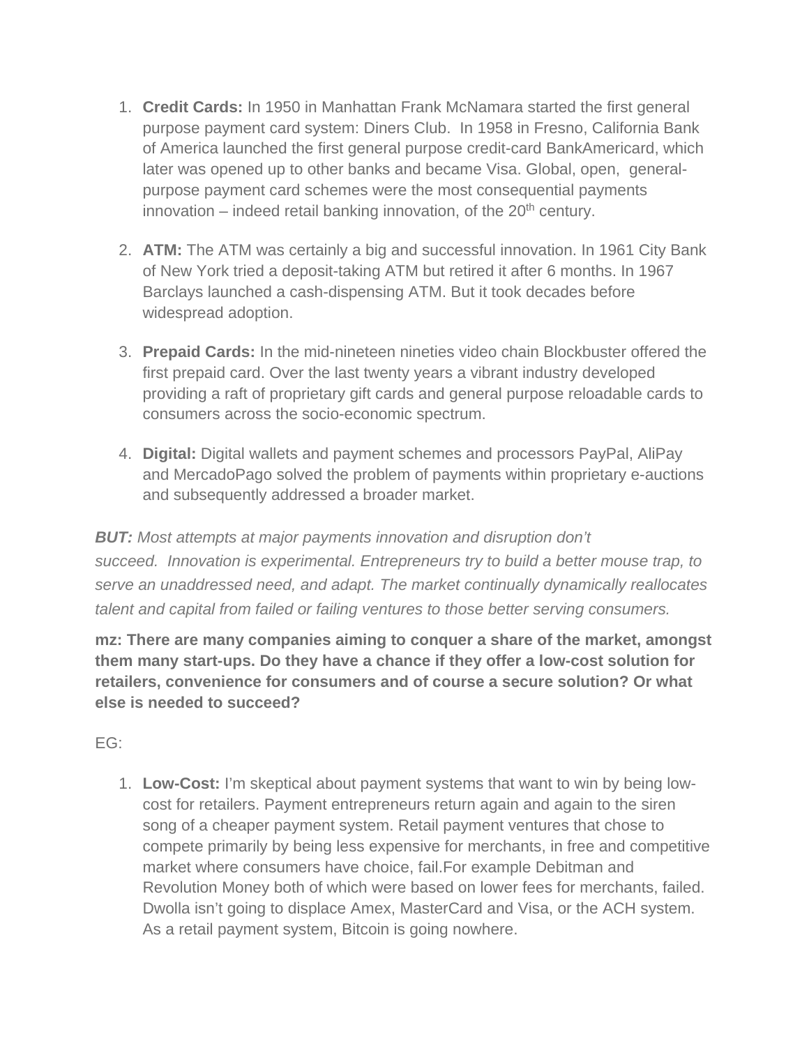1. **Credit Cards:** In 1950 in Manhattan Frank McNamara started the first general purpose payment card system: Diners Club. In 1958 in Fresno, California Bank of America launched the first general purpose credit-card BankAmericard, which later was opened up to other banks and became Visa. Global, open, general-purpose payment card schemes were the most consequential payments innovation – indeed retail banking innovation, of the 20th century.

2. **ATM:** The ATM was certainly a big and successful innovation. In 1961 City Bank of New York tried a deposit-taking ATM but retired it after 6 months. In 1967 Barclays launched a cash-dispensing ATM. But it took decades before widespread adoption.

3. **Prepaid Cards:** In the mid-nineteen nineties video chain Blockbuster offered the first prepaid card. Over the last twenty years a vibrant industry developed providing a raft of proprietary gift cards and general purpose reloadable cards to consumers across the socio-economic spectrum.

4. **Digital:** Digital wallets and payment schemes and processors PayPal, AliPay and MercadoPago solved the problem of payments within proprietary e-auctions and subsequently addressed a broader market.

***BUT:*** *Most attempts at major payments innovation and disruption don't succeed. Innovation is experimental. Entrepreneurs try to build a better mouse trap, to serve an unaddressed need, and adapt. The market continually dynamically reallocates talent and capital from failed or failing ventures to those better serving consumers.*

**mz: There are many companies aiming to conquer a share of the market, amongst them many start-ups. Do they have a chance if they offer a low-cost solution for retailers, convenience for consumers and of course a secure solution? Or what else is needed to succeed?**

EG:

1. **Low-Cost:** I'm skeptical about payment systems that want to win by being low-cost for retailers. Payment entrepreneurs return again and again to the siren song of a cheaper payment system. Retail payment ventures that chose to compete primarily by being less expensive for merchants, in free and competitive market where consumers have choice, fail.For example Debitman and Revolution Money both of which were based on lower fees for merchants, failed. Dwolla isn't going to displace Amex, MasterCard and Visa, or the ACH system. As a retail payment system, Bitcoin is going nowhere.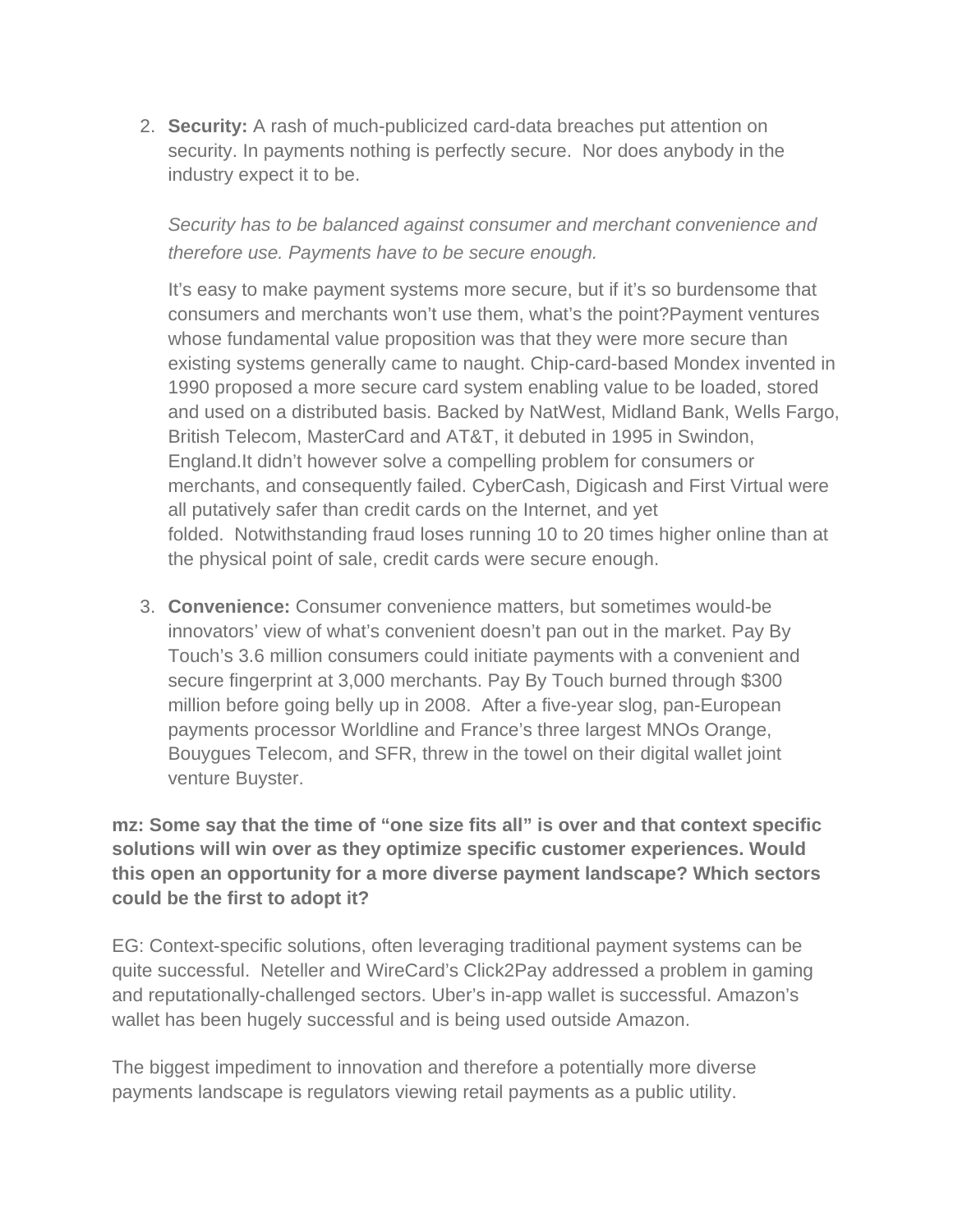2. **Security:** A rash of much-publicized card-data breaches put attention on security. In payments nothing is perfectly secure.  Nor does anybody in the industry expect it to be.

   *Security has to be balanced against consumer and merchant convenience and therefore use. Payments have to be secure enough.*

   It's easy to make payment systems more secure, but if it's so burdensome that consumers and merchants won't use them, what's the point?Payment ventures whose fundamental value proposition was that they were more secure than existing systems generally came to naught. Chip-card-based Mondex invented in 1990 proposed a more secure card system enabling value to be loaded, stored and used on a distributed basis. Backed by NatWest, Midland Bank, Wells Fargo, British Telecom, MasterCard and AT&T, it debuted in 1995 in Swindon, England.It didn't however solve a compelling problem for consumers or merchants, and consequently failed. CyberCash, Digicash and First Virtual were all putatively safer than credit cards on the Internet, and yet folded.  Notwithstanding fraud loses running 10 to 20 times higher online than at the physical point of sale, credit cards were secure enough.

3. **Convenience:** Consumer convenience matters, but sometimes would-be innovators' view of what's convenient doesn't pan out in the market. Pay By Touch's 3.6 million consumers could initiate payments with a convenient and secure fingerprint at 3,000 merchants. Pay By Touch burned through $300 million before going belly up in 2008.  After a five-year slog, pan-European payments processor Worldline and France's three largest MNOs Orange, Bouygues Telecom, and SFR, threw in the towel on their digital wallet joint venture Buyster.

**mz: Some say that the time of "one size fits all" is over and that context specific solutions will win over as they optimize specific customer experiences. Would this open an opportunity for a more diverse payment landscape? Which sectors could be the first to adopt it?**

EG: Context-specific solutions, often leveraging traditional payment systems can be quite successful.  Neteller and WireCard's Click2Pay addressed a problem in gaming and reputationally-challenged sectors. Uber's in-app wallet is successful. Amazon's wallet has been hugely successful and is being used outside Amazon.

The biggest impediment to innovation and therefore a potentially more diverse payments landscape is regulators viewing retail payments as a public utility.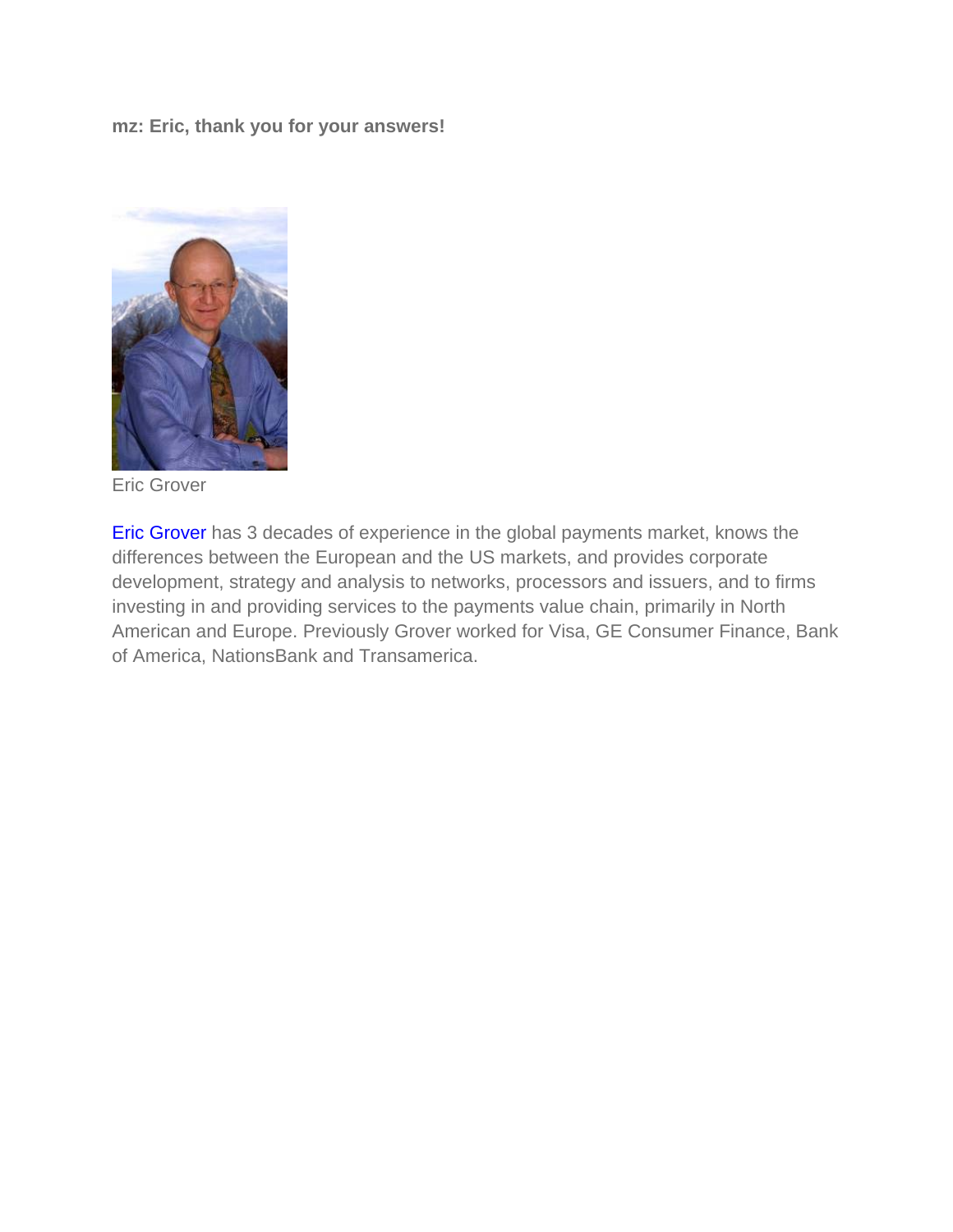**mz: Eric, thank you for your answers!**

Eric Grover

Eric Grover has 3 decades of experience in the global payments market, knows the differences between the European and the US markets, and provides corporate development, strategy and analysis to networks, processors and issuers, and to firms investing in and providing services to the payments value chain, primarily in North American and Europe. Previously Grover worked for Visa, GE Consumer Finance, Bank of America, NationsBank and Transamerica.